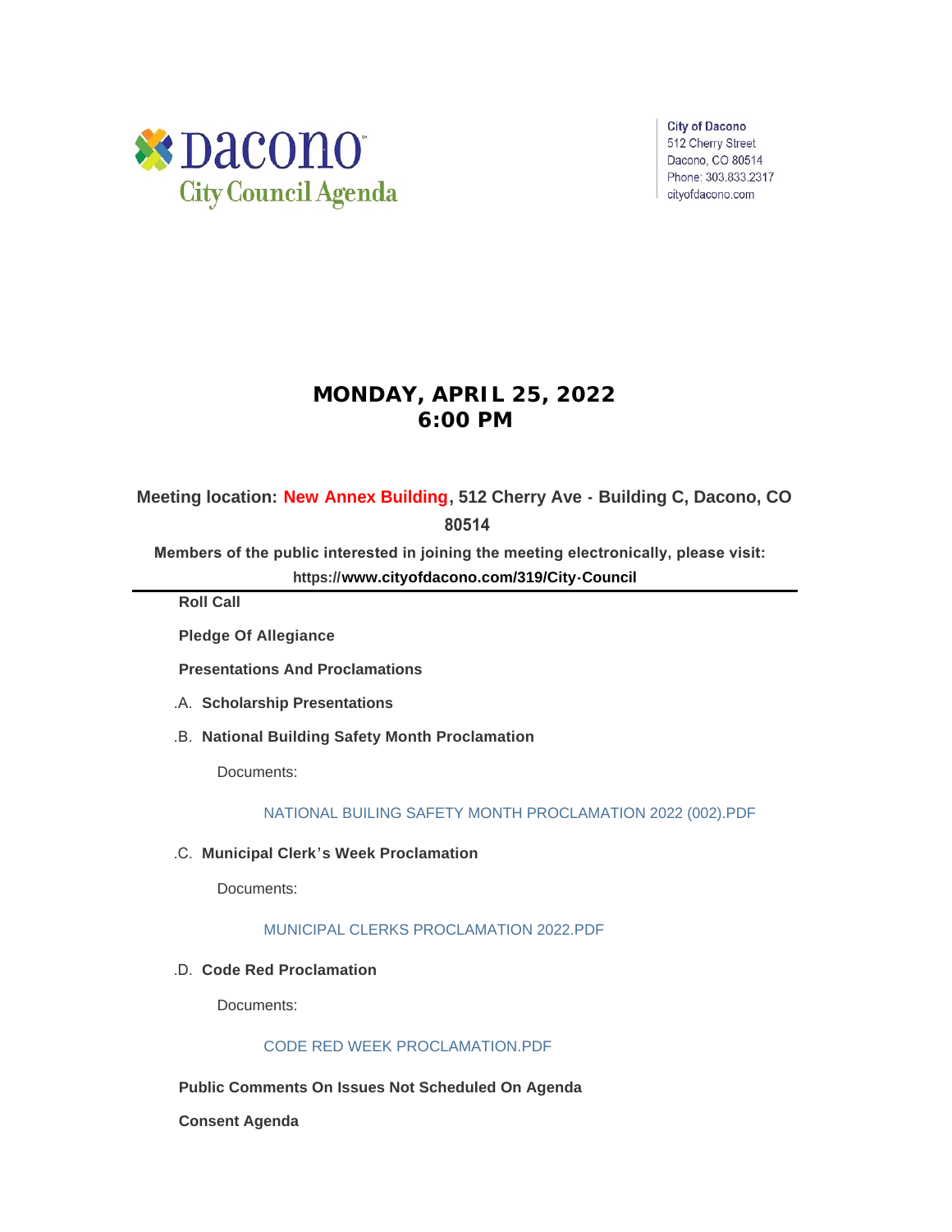Dacono
City Council Agenda

City of Dacono
512 Cherry Street
Dacono, CO 80514
Phone: 303.833.2317
cityofdacono.com

# MONDAY, APRIL 25, 2022
# 6:00 PM

**Meeting location: New Annex Building, 512 Cherry Ave - Building C, Dacono, CO 80514**

**Members of the public interested in joining the meeting electronically, please visit: https://www.cityofdacono.com/319/City-Council**

---

**Roll Call**

**Pledge Of Allegiance**

**Presentations And Proclamations**

.A. **Scholarship Presentations**

.B. **National Building Safety Month Proclamation**

Documents:

NATIONAL BUILING SAFETY MONTH PROCLAMATION 2022 (002).PDF

.C. **Municipal Clerk's Week Proclamation**

Documents:

MUNICIPAL CLERKS PROCLAMATION 2022.PDF

.D. **Code Red Proclamation**

Documents:

CODE RED WEEK PROCLAMATION.PDF

**Public Comments On Issues Not Scheduled On Agenda**

**Consent Agenda**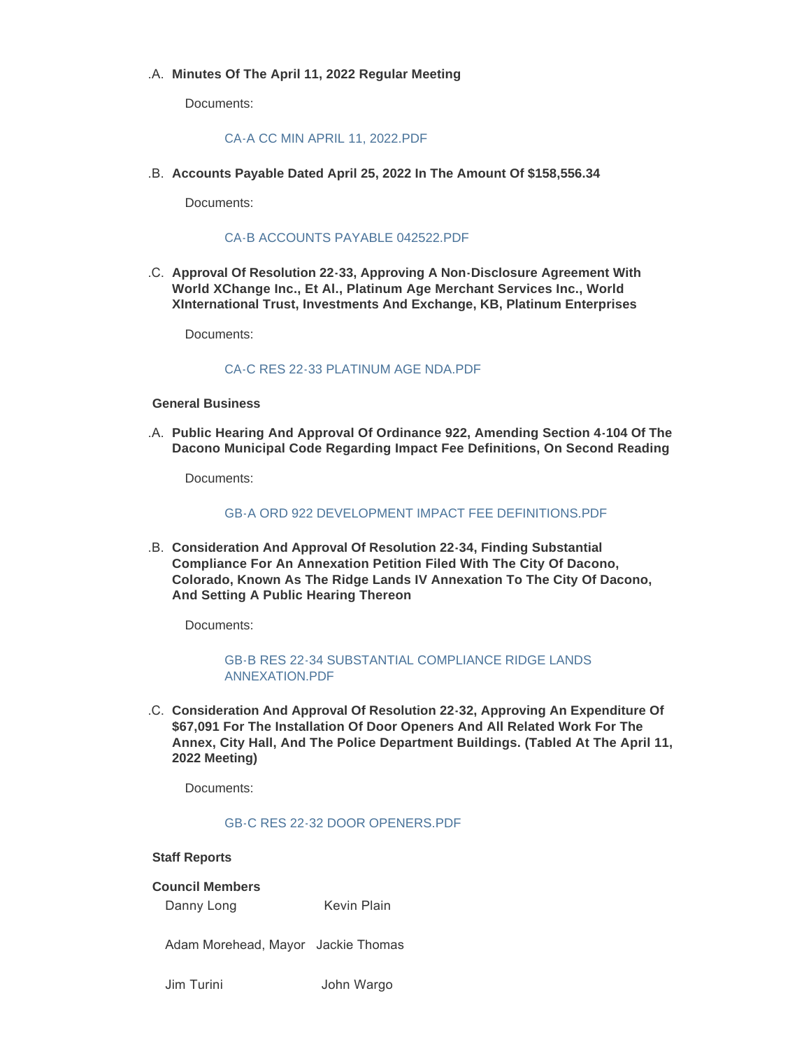.A. **Minutes Of The April 11, 2022 Regular Meeting**

Documents:

CA-A CC MIN APRIL 11, 2022.PDF

.B. **Accounts Payable Dated April 25, 2022 In The Amount Of $158,556.34**

Documents:

CA-B ACCOUNTS PAYABLE 042522.PDF

.C. **Approval Of Resolution 22-33, Approving A Non-Disclosure Agreement With World XChange Inc., Et Al., Platinum Age Merchant Services Inc., World XInternational Trust, Investments And Exchange, KB, Platinum Enterprises**

Documents:

CA-C RES 22-33 PLATINUM AGE NDA.PDF

**General Business**

.A. **Public Hearing And Approval Of Ordinance 922, Amending Section 4-104 Of The Dacono Municipal Code Regarding Impact Fee Definitions, On Second Reading**

Documents:

GB-A ORD 922 DEVELOPMENT IMPACT FEE DEFINITIONS.PDF

.B. **Consideration And Approval Of Resolution 22-34, Finding Substantial Compliance For An Annexation Petition Filed With The City Of Dacono, Colorado, Known As The Ridge Lands IV Annexation To The City Of Dacono, And Setting A Public Hearing Thereon**

Documents:

GB-B RES 22-34 SUBSTANTIAL COMPLIANCE RIDGE LANDS ANNEXATION.PDF

.C. **Consideration And Approval Of Resolution 22-32, Approving An Expenditure Of $67,091 For The Installation Of Door Openers And All Related Work For The Annex, City Hall, And The Police Department Buildings. (Tabled At The April 11, 2022 Meeting)**

Documents:

GB-C RES 22-32 DOOR OPENERS.PDF

**Staff Reports**

**Council Members**

Danny Long — Kevin Plain

Adam Morehead, Mayor — Jackie Thomas

Jim Turini — John Wargo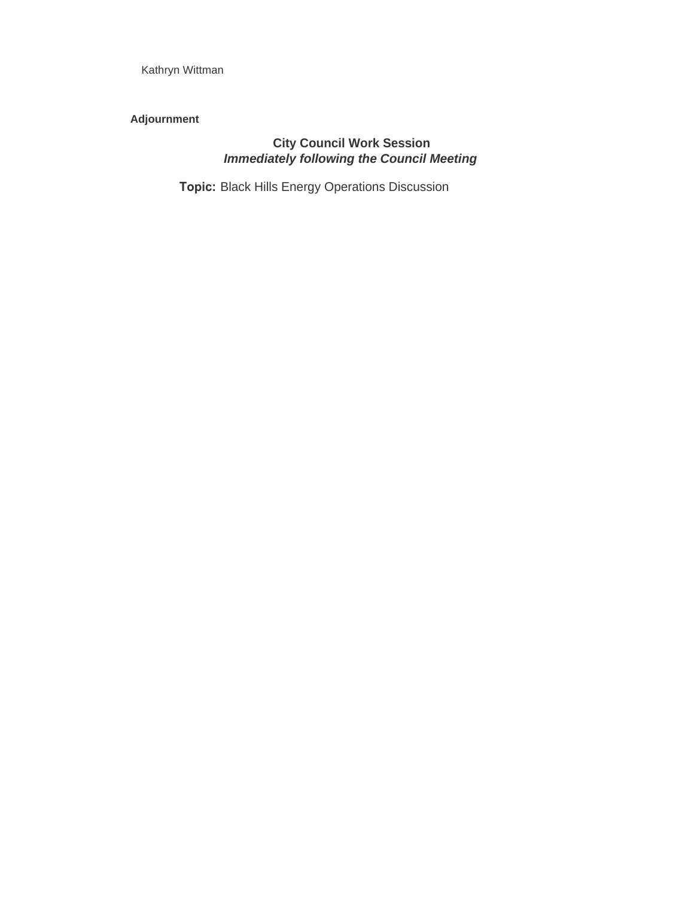Kathryn Wittman

**Adjournment**

**City Council Work Session**
***Immediately following the Council Meeting***

**Topic:** Black Hills Energy Operations Discussion